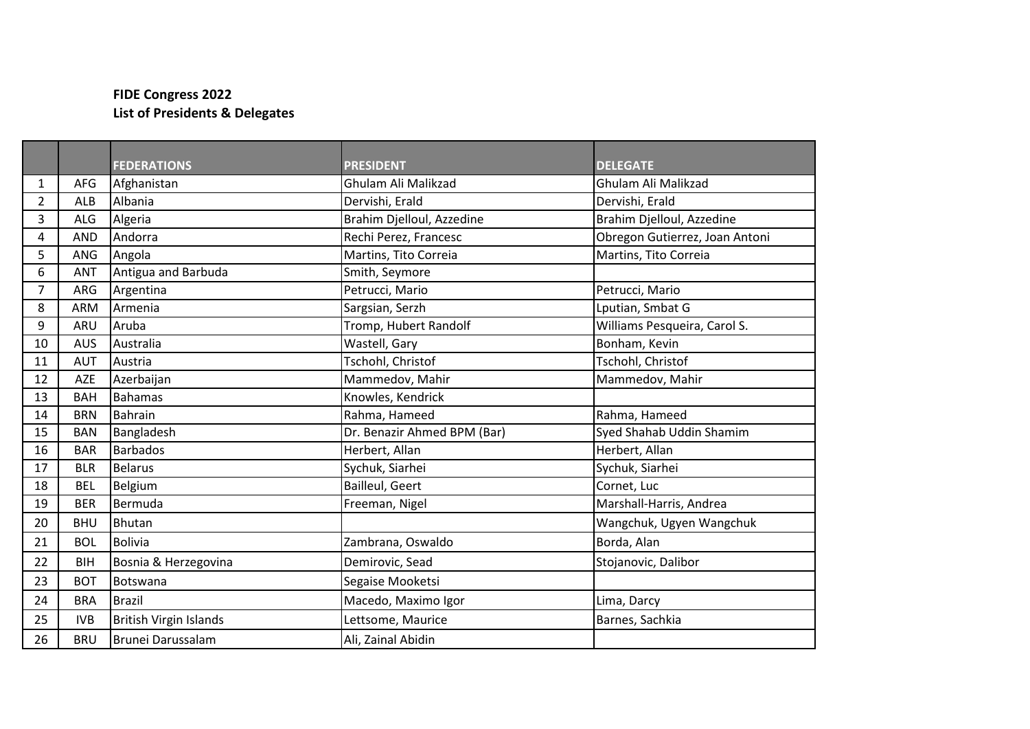**FIDE Congress 2022**
**List of Presidents & Delegates**

| | | FEDERATIONS | PRESIDENT | DELEGATE |
|---|---|---|---|---|
| 1 | AFG | Afghanistan | Ghulam Ali Malikzad | Ghulam Ali Malikzad |
| 2 | ALB | Albania | Dervishi, Erald | Dervishi, Erald |
| 3 | ALG | Algeria | Brahim Djelloul, Azzedine | Brahim Djelloul, Azzedine |
| 4 | AND | Andorra | Rechi Perez, Francesc | Obregon Gutierrez, Joan Antoni |
| 5 | ANG | Angola | Martins, Tito Correia | Martins, Tito Correia |
| 6 | ANT | Antigua and Barbuda | Smith, Seymore | |
| 7 | ARG | Argentina | Petrucci, Mario | Petrucci, Mario |
| 8 | ARM | Armenia | Sargsian, Serzh | Lputian, Smbat G |
| 9 | ARU | Aruba | Tromp, Hubert Randolf | Williams Pesqueira, Carol S. |
| 10 | AUS | Australia | Wastell, Gary | Bonham, Kevin |
| 11 | AUT | Austria | Tschohl, Christof | Tschohl, Christof |
| 12 | AZE | Azerbaijan | Mammedov, Mahir | Mammedov, Mahir |
| 13 | BAH | Bahamas | Knowles, Kendrick | |
| 14 | BRN | Bahrain | Rahma, Hameed | Rahma, Hameed |
| 15 | BAN | Bangladesh | Dr. Benazir Ahmed BPM (Bar) | Syed Shahab Uddin Shamim |
| 16 | BAR | Barbados | Herbert, Allan | Herbert, Allan |
| 17 | BLR | Belarus | Sychuk, Siarhei | Sychuk, Siarhei |
| 18 | BEL | Belgium | Bailleul, Geert | Cornet, Luc |
| 19 | BER | Bermuda | Freeman, Nigel | Marshall-Harris, Andrea |
| 20 | BHU | Bhutan | | Wangchuk, Ugyen Wangchuk |
| 21 | BOL | Bolivia | Zambrana, Oswaldo | Borda, Alan |
| 22 | BIH | Bosnia & Herzegovina | Demirovic, Sead | Stojanovic, Dalibor |
| 23 | BOT | Botswana | Segaise Mooketsi | |
| 24 | BRA | Brazil | Macedo, Maximo Igor | Lima, Darcy |
| 25 | IVB | British Virgin Islands | Lettsome, Maurice | Barnes, Sachkia |
| 26 | BRU | Brunei Darussalam | Ali, Zainal Abidin | |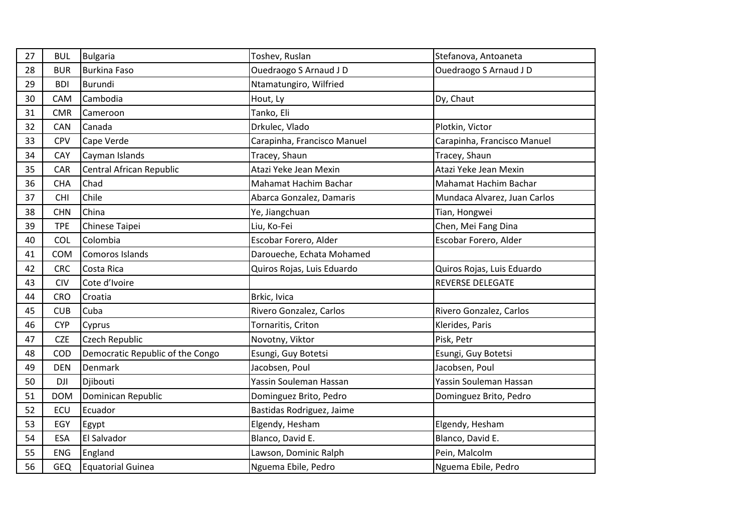| 27 | BUL | Bulgaria | Toshev, Ruslan | Stefanova, Antoaneta |
|---|---|---|---|---|
| 28 | BUR | Burkina Faso | Ouedraogo S Arnaud J D | Ouedraogo S Arnaud J D |
| 29 | BDI | Burundi | Ntamatungiro, Wilfried | |
| 30 | CAM | Cambodia | Hout, Ly | Dy, Chaut |
| 31 | CMR | Cameroon | Tanko, Eli | |
| 32 | CAN | Canada | Drkulec, Vlado | Plotkin, Victor |
| 33 | CPV | Cape Verde | Carapinha, Francisco Manuel | Carapinha, Francisco Manuel |
| 34 | CAY | Cayman Islands | Tracey, Shaun | Tracey, Shaun |
| 35 | CAR | Central African Republic | Atazi Yeke Jean Mexin | Atazi Yeke Jean Mexin |
| 36 | CHA | Chad | Mahamat Hachim Bachar | Mahamat Hachim Bachar |
| 37 | CHI | Chile | Abarca Gonzalez, Damaris | Mundaca Alvarez, Juan Carlos |
| 38 | CHN | China | Ye, Jiangchuan | Tian, Hongwei |
| 39 | TPE | Chinese Taipei | Liu, Ko-Fei | Chen, Mei Fang Dina |
| 40 | COL | Colombia | Escobar Forero, Alder | Escobar Forero, Alder |
| 41 | COM | Comoros Islands | Daroueche, Echata Mohamed | |
| 42 | CRC | Costa Rica | Quiros Rojas, Luis Eduardo | Quiros Rojas, Luis Eduardo |
| 43 | CIV | Cote d'Ivoire | | REVERSE DELEGATE |
| 44 | CRO | Croatia | Brkic, Ivica | |
| 45 | CUB | Cuba | Rivero Gonzalez, Carlos | Rivero Gonzalez, Carlos |
| 46 | CYP | Cyprus | Tornaritis, Criton | Klerides, Paris |
| 47 | CZE | Czech Republic | Novotny, Viktor | Pisk, Petr |
| 48 | COD | Democratic Republic of the Congo | Esungi, Guy Botetsi | Esungi, Guy Botetsi |
| 49 | DEN | Denmark | Jacobsen, Poul | Jacobsen, Poul |
| 50 | DJI | Djibouti | Yassin Souleman Hassan | Yassin Souleman Hassan |
| 51 | DOM | Dominican Republic | Dominguez Brito, Pedro | Dominguez Brito, Pedro |
| 52 | ECU | Ecuador | Bastidas Rodriguez, Jaime | |
| 53 | EGY | Egypt | Elgendy, Hesham | Elgendy, Hesham |
| 54 | ESA | El Salvador | Blanco, David E. | Blanco, David E. |
| 55 | ENG | England | Lawson, Dominic Ralph | Pein, Malcolm |
| 56 | GEQ | Equatorial Guinea | Nguema Ebile, Pedro | Nguema Ebile, Pedro |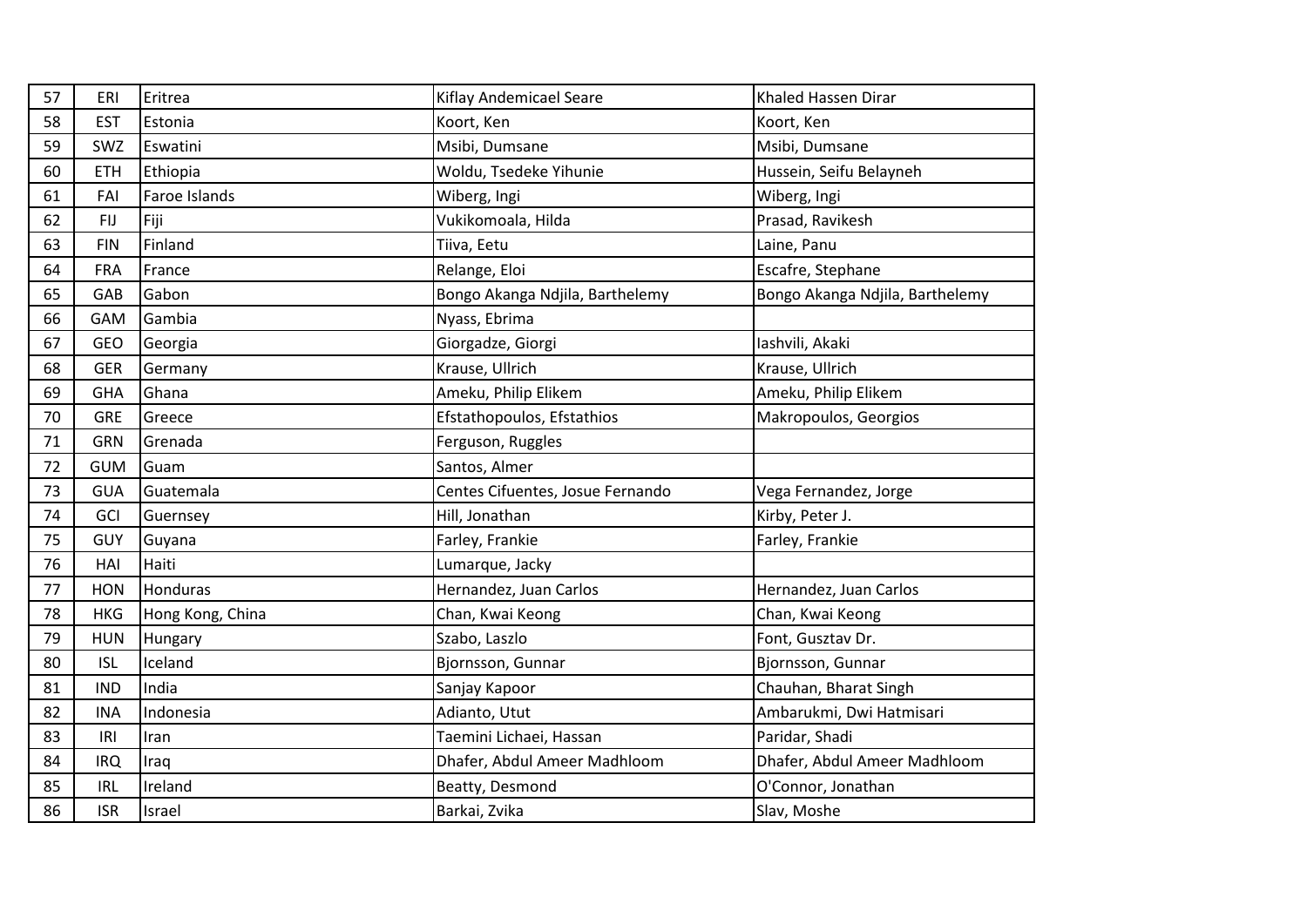| 57 | ERI | Eritrea | Kiflay Andemicael Seare | Khaled Hassen Dirar |
|---|---|---|---|---|
| 58 | EST | Estonia | Koort, Ken | Koort, Ken |
| 59 | SWZ | Eswatini | Msibi, Dumsane | Msibi, Dumsane |
| 60 | ETH | Ethiopia | Woldu, Tsedeke Yihunie | Hussein, Seifu Belayneh |
| 61 | FAI | Faroe Islands | Wiberg, Ingi | Wiberg, Ingi |
| 62 | FIJ | Fiji | Vukikomoala, Hilda | Prasad, Ravikesh |
| 63 | FIN | Finland | Tiiva, Eetu | Laine, Panu |
| 64 | FRA | France | Relange, Eloi | Escafre, Stephane |
| 65 | GAB | Gabon | Bongo Akanga Ndjila, Barthelemy | Bongo Akanga Ndjila, Barthelemy |
| 66 | GAM | Gambia | Nyass, Ebrima | |
| 67 | GEO | Georgia | Giorgadze, Giorgi | Iashvili, Akaki |
| 68 | GER | Germany | Krause, Ullrich | Krause, Ullrich |
| 69 | GHA | Ghana | Ameku, Philip Elikem | Ameku, Philip Elikem |
| 70 | GRE | Greece | Efstathopoulos, Efstathios | Makropoulos, Georgios |
| 71 | GRN | Grenada | Ferguson, Ruggles | |
| 72 | GUM | Guam | Santos, Almer | |
| 73 | GUA | Guatemala | Centes Cifuentes, Josue Fernando | Vega Fernandez, Jorge |
| 74 | GCI | Guernsey | Hill, Jonathan | Kirby, Peter J. |
| 75 | GUY | Guyana | Farley, Frankie | Farley, Frankie |
| 76 | HAI | Haiti | Lumarque, Jacky | |
| 77 | HON | Honduras | Hernandez, Juan Carlos | Hernandez, Juan Carlos |
| 78 | HKG | Hong Kong, China | Chan, Kwai Keong | Chan, Kwai Keong |
| 79 | HUN | Hungary | Szabo, Laszlo | Font, Gusztav Dr. |
| 80 | ISL | Iceland | Bjornsson, Gunnar | Bjornsson, Gunnar |
| 81 | IND | India | Sanjay Kapoor | Chauhan, Bharat Singh |
| 82 | INA | Indonesia | Adianto, Utut | Ambarukmi, Dwi Hatmisari |
| 83 | IRI | Iran | Taemini Lichaei, Hassan | Paridar, Shadi |
| 84 | IRQ | Iraq | Dhafer, Abdul Ameer Madhloom | Dhafer, Abdul Ameer Madhloom |
| 85 | IRL | Ireland | Beatty, Desmond | O'Connor, Jonathan |
| 86 | ISR | Israel | Barkai, Zvika | Slav, Moshe |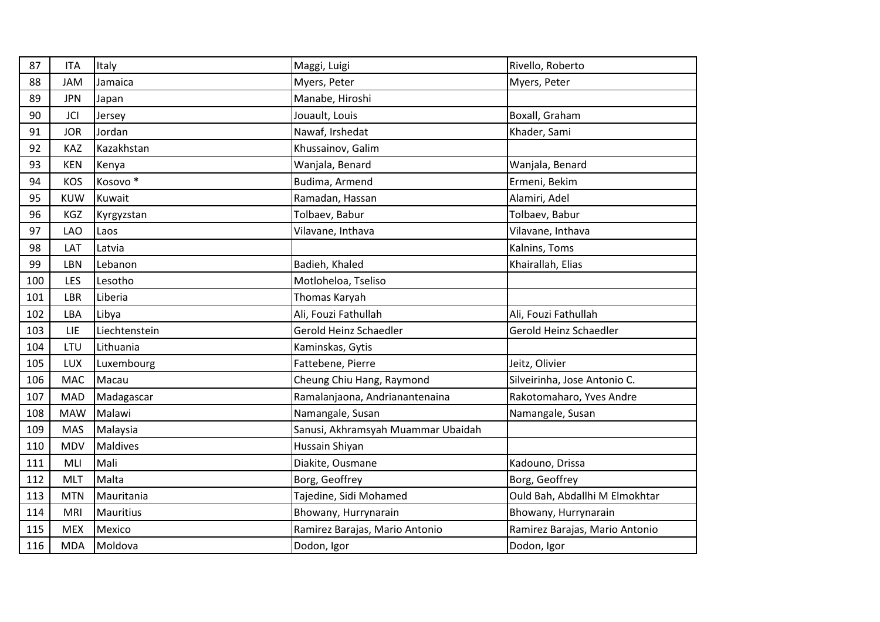| | | | | |
|---|---|---|---|---|
| 87 | ITA | Italy | Maggi, Luigi | Rivello, Roberto |
| 88 | JAM | Jamaica | Myers, Peter | Myers, Peter |
| 89 | JPN | Japan | Manabe, Hiroshi | |
| 90 | JCI | Jersey | Jouault, Louis | Boxall, Graham |
| 91 | JOR | Jordan | Nawaf, Irshedat | Khader, Sami |
| 92 | KAZ | Kazakhstan | Khussainov, Galim | |
| 93 | KEN | Kenya | Wanjala, Benard | Wanjala, Benard |
| 94 | KOS | Kosovo * | Budima, Armend | Ermeni, Bekim |
| 95 | KUW | Kuwait | Ramadan, Hassan | Alamiri, Adel |
| 96 | KGZ | Kyrgyzstan | Tolbaev, Babur | Tolbaev, Babur |
| 97 | LAO | Laos | Vilavane, Inthava | Vilavane, Inthava |
| 98 | LAT | Latvia | | Kalnins, Toms |
| 99 | LBN | Lebanon | Badieh, Khaled | Khairallah, Elias |
| 100 | LES | Lesotho | Motloheloa, Tseliso | |
| 101 | LBR | Liberia | Thomas Karyah | |
| 102 | LBA | Libya | Ali, Fouzi Fathullah | Ali, Fouzi Fathullah |
| 103 | LIE | Liechtenstein | Gerold Heinz Schaedler | Gerold Heinz Schaedler |
| 104 | LTU | Lithuania | Kaminskas, Gytis | |
| 105 | LUX | Luxembourg | Fattebene, Pierre | Jeitz, Olivier |
| 106 | MAC | Macau | Cheung Chiu Hang, Raymond | Silveirinha, Jose Antonio C. |
| 107 | MAD | Madagascar | Ramalanjaona, Andrianantenaina | Rakotomaharo, Yves Andre |
| 108 | MAW | Malawi | Namangale, Susan | Namangale, Susan |
| 109 | MAS | Malaysia | Sanusi, Akhramsyah Muammar Ubaidah | |
| 110 | MDV | Maldives | Hussain Shiyan | |
| 111 | MLI | Mali | Diakite, Ousmane | Kadouno, Drissa |
| 112 | MLT | Malta | Borg, Geoffrey | Borg, Geoffrey |
| 113 | MTN | Mauritania | Tajedine, Sidi Mohamed | Ould Bah, Abdallhi M Elmokhtar |
| 114 | MRI | Mauritius | Bhowany, Hurrynarain | Bhowany, Hurrynarain |
| 115 | MEX | Mexico | Ramirez Barajas, Mario Antonio | Ramirez Barajas, Mario Antonio |
| 116 | MDA | Moldova | Dodon, Igor | Dodon, Igor |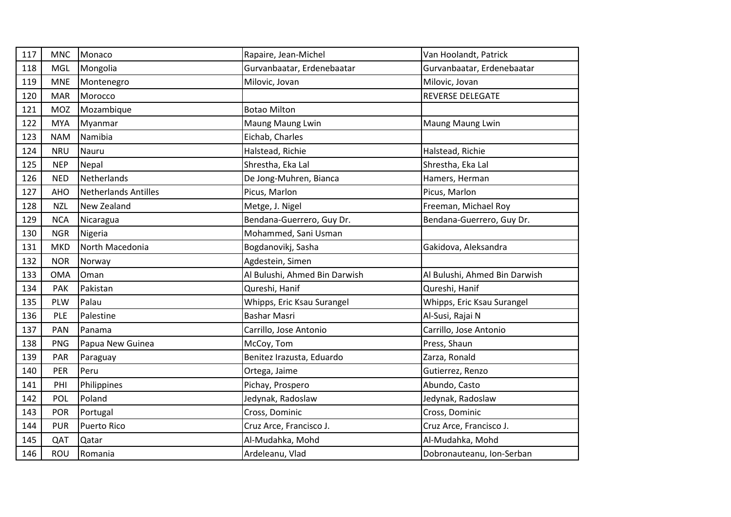| 117 | MNC | Monaco | Rapaire, Jean-Michel | Van Hoolandt, Patrick |
|---|---|---|---|---|
| 118 | MGL | Mongolia | Gurvanbaatar, Erdenebaatar | Gurvanbaatar, Erdenebaatar |
| 119 | MNE | Montenegro | Milovic, Jovan | Milovic, Jovan |
| 120 | MAR | Morocco | | REVERSE DELEGATE |
| 121 | MOZ | Mozambique | Botao Milton | |
| 122 | MYA | Myanmar | Maung Maung Lwin | Maung Maung Lwin |
| 123 | NAM | Namibia | Eichab, Charles | |
| 124 | NRU | Nauru | Halstead, Richie | Halstead, Richie |
| 125 | NEP | Nepal | Shrestha, Eka Lal | Shrestha, Eka Lal |
| 126 | NED | Netherlands | De Jong-Muhren, Bianca | Hamers, Herman |
| 127 | AHO | Netherlands Antilles | Picus, Marlon | Picus, Marlon |
| 128 | NZL | New Zealand | Metge, J. Nigel | Freeman, Michael Roy |
| 129 | NCA | Nicaragua | Bendana-Guerrero, Guy Dr. | Bendana-Guerrero, Guy Dr. |
| 130 | NGR | Nigeria | Mohammed, Sani Usman | |
| 131 | MKD | North Macedonia | Bogdanovikj, Sasha | Gakidova, Aleksandra |
| 132 | NOR | Norway | Agdestein, Simen | |
| 133 | OMA | Oman | Al Bulushi, Ahmed Bin Darwish | Al Bulushi, Ahmed Bin Darwish |
| 134 | PAK | Pakistan | Qureshi, Hanif | Qureshi, Hanif |
| 135 | PLW | Palau | Whipps, Eric Ksau Surangel | Whipps, Eric Ksau Surangel |
| 136 | PLE | Palestine | Bashar Masri | Al-Susi, Rajai N |
| 137 | PAN | Panama | Carrillo, Jose Antonio | Carrillo, Jose Antonio |
| 138 | PNG | Papua New Guinea | McCoy, Tom | Press, Shaun |
| 139 | PAR | Paraguay | Benitez Irazusta, Eduardo | Zarza, Ronald |
| 140 | PER | Peru | Ortega, Jaime | Gutierrez, Renzo |
| 141 | PHI | Philippines | Pichay, Prospero | Abundo, Casto |
| 142 | POL | Poland | Jedynak, Radoslaw | Jedynak, Radoslaw |
| 143 | POR | Portugal | Cross, Dominic | Cross, Dominic |
| 144 | PUR | Puerto Rico | Cruz Arce, Francisco J. | Cruz Arce, Francisco J. |
| 145 | QAT | Qatar | Al-Mudahka, Mohd | Al-Mudahka, Mohd |
| 146 | ROU | Romania | Ardeleanu, Vlad | Dobronauteanu, Ion-Serban |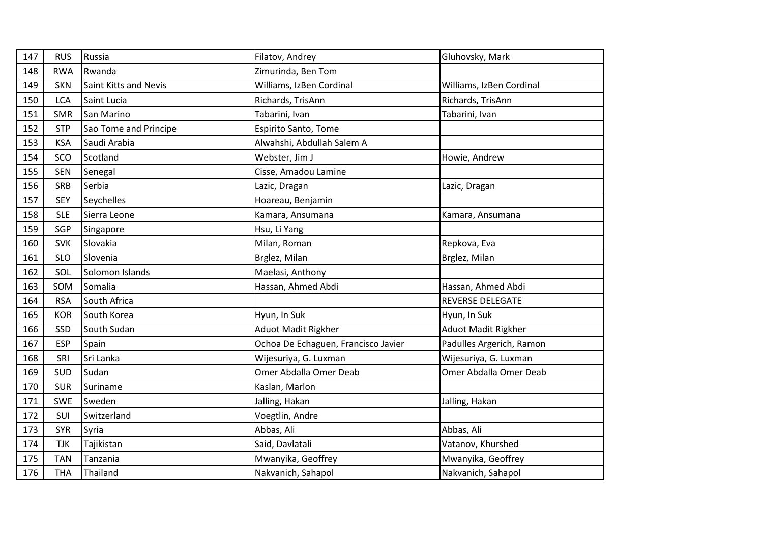| 147 | RUS | Russia | Filatov, Andrey | Gluhovsky, Mark |
|---|---|---|---|---|
| 148 | RWA | Rwanda | Zimurinda, Ben Tom | |
| 149 | SKN | Saint Kitts and Nevis | Williams, IzBen Cordinal | Williams, IzBen Cordinal |
| 150 | LCA | Saint Lucia | Richards, TrisAnn | Richards, TrisAnn |
| 151 | SMR | San Marino | Tabarini, Ivan | Tabarini, Ivan |
| 152 | STP | Sao Tome and Principe | Espirito Santo, Tome | |
| 153 | KSA | Saudi Arabia | Alwahshi, Abdullah Salem A | |
| 154 | SCO | Scotland | Webster, Jim J | Howie, Andrew |
| 155 | SEN | Senegal | Cisse, Amadou Lamine | |
| 156 | SRB | Serbia | Lazic, Dragan | Lazic, Dragan |
| 157 | SEY | Seychelles | Hoareau, Benjamin | |
| 158 | SLE | Sierra Leone | Kamara, Ansumana | Kamara, Ansumana |
| 159 | SGP | Singapore | Hsu, Li Yang | |
| 160 | SVK | Slovakia | Milan, Roman | Repkova, Eva |
| 161 | SLO | Slovenia | Brglez, Milan | Brglez, Milan |
| 162 | SOL | Solomon Islands | Maelasi, Anthony | |
| 163 | SOM | Somalia | Hassan, Ahmed Abdi | Hassan, Ahmed Abdi |
| 164 | RSA | South Africa | | REVERSE DELEGATE |
| 165 | KOR | South Korea | Hyun, In Suk | Hyun, In Suk |
| 166 | SSD | South Sudan | Aduot Madit Rigkher | Aduot Madit Rigkher |
| 167 | ESP | Spain | Ochoa De Echaguen, Francisco Javier | Padulles Argerich, Ramon |
| 168 | SRI | Sri Lanka | Wijesuriya, G. Luxman | Wijesuriya, G. Luxman |
| 169 | SUD | Sudan | Omer Abdalla Omer Deab | Omer Abdalla Omer Deab |
| 170 | SUR | Suriname | Kaslan, Marlon | |
| 171 | SWE | Sweden | Jalling, Hakan | Jalling, Hakan |
| 172 | SUI | Switzerland | Voegtlin, Andre | |
| 173 | SYR | Syria | Abbas, Ali | Abbas, Ali |
| 174 | TJK | Tajikistan | Said, Davlatali | Vatanov, Khurshed |
| 175 | TAN | Tanzania | Mwanyika, Geoffrey | Mwanyika, Geoffrey |
| 176 | THA | Thailand | Nakvanich, Sahapol | Nakvanich, Sahapol |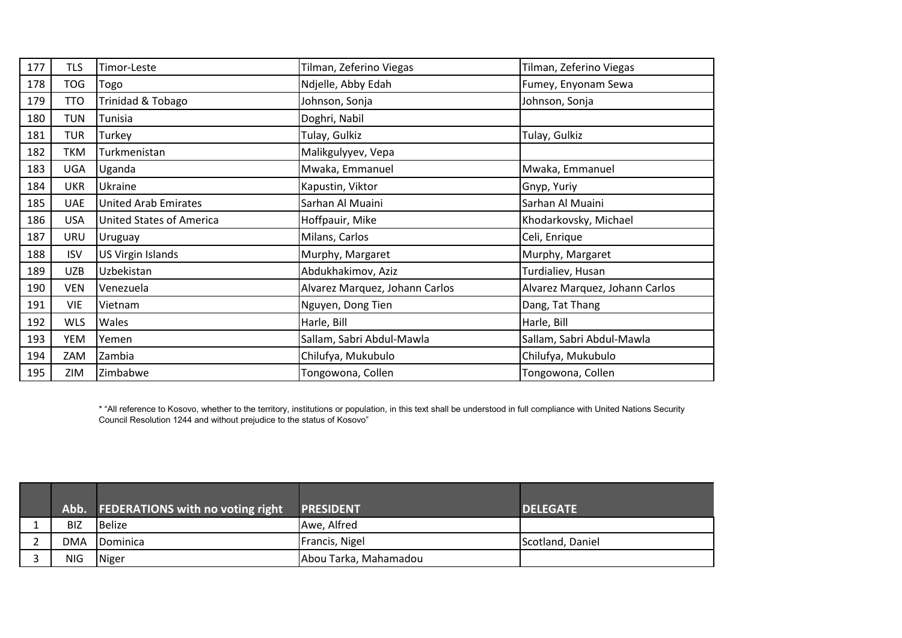| 177 | TLS | Timor-Leste | Tilman, Zeferino Viegas | Tilman, Zeferino Viegas |
|---|---|---|---|---|
| 178 | TOG | Togo | Ndjelle, Abby Edah | Fumey, Enyonam Sewa |
| 179 | TTO | Trinidad & Tobago | Johnson, Sonja | Johnson, Sonja |
| 180 | TUN | Tunisia | Doghri, Nabil | |
| 181 | TUR | Turkey | Tulay, Gulkiz | Tulay, Gulkiz |
| 182 | TKM | Turkmenistan | Malikgulyyev, Vepa | |
| 183 | UGA | Uganda | Mwaka, Emmanuel | Mwaka, Emmanuel |
| 184 | UKR | Ukraine | Kapustin, Viktor | Gnyp, Yuriy |
| 185 | UAE | United Arab Emirates | Sarhan Al Muaini | Sarhan Al Muaini |
| 186 | USA | United States of America | Hoffpauir, Mike | Khodarkovsky, Michael |
| 187 | URU | Uruguay | Milans, Carlos | Celi, Enrique |
| 188 | ISV | US Virgin Islands | Murphy, Margaret | Murphy, Margaret |
| 189 | UZB | Uzbekistan | Abdukhakimov, Aziz | Turdialiev, Husan |
| 190 | VEN | Venezuela | Alvarez Marquez, Johann Carlos | Alvarez Marquez, Johann Carlos |
| 191 | VIE | Vietnam | Nguyen, Dong Tien | Dang, Tat Thang |
| 192 | WLS | Wales | Harle, Bill | Harle, Bill |
| 193 | YEM | Yemen | Sallam, Sabri Abdul-Mawla | Sallam, Sabri Abdul-Mawla |
| 194 | ZAM | Zambia | Chilufya, Mukubulo | Chilufya, Mukubulo |
| 195 | ZIM | Zimbabwe | Tongowona, Collen | Tongowona, Collen |

* "All reference to Kosovo, whether to the territory, institutions or population, in this text shall be understood in full compliance with United Nations Security Council Resolution 1244 and without prejudice to the status of Kosovo"

| | Abb. | FEDERATIONS with no voting right | PRESIDENT | DELEGATE |
|---|---|---|---|---|
| 1 | BIZ | Belize | Awe, Alfred | |
| 2 | DMA | Dominica | Francis, Nigel | Scotland, Daniel |
| 3 | NIG | Niger | Abou Tarka, Mahamadou | |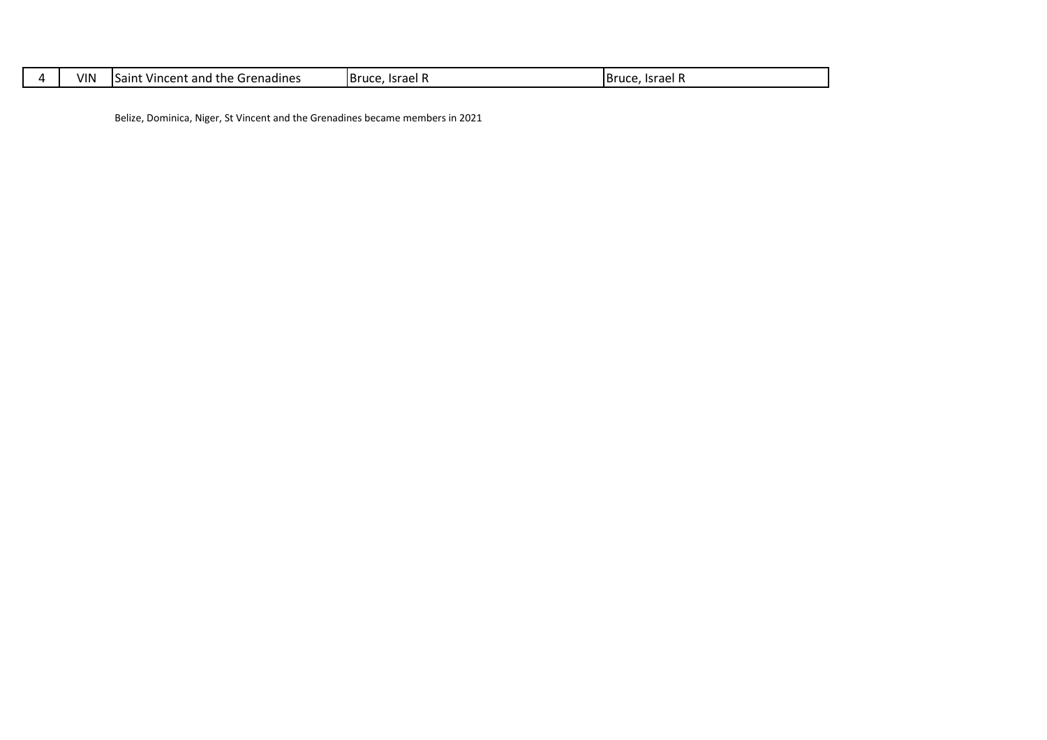| 4 | VIN | Saint Vincent and the Grenadines | Bruce, Israel R | Bruce, Israel R |
|---|---|---|---|---|

Belize, Dominica, Niger, St Vincent and the Grenadines became members in 2021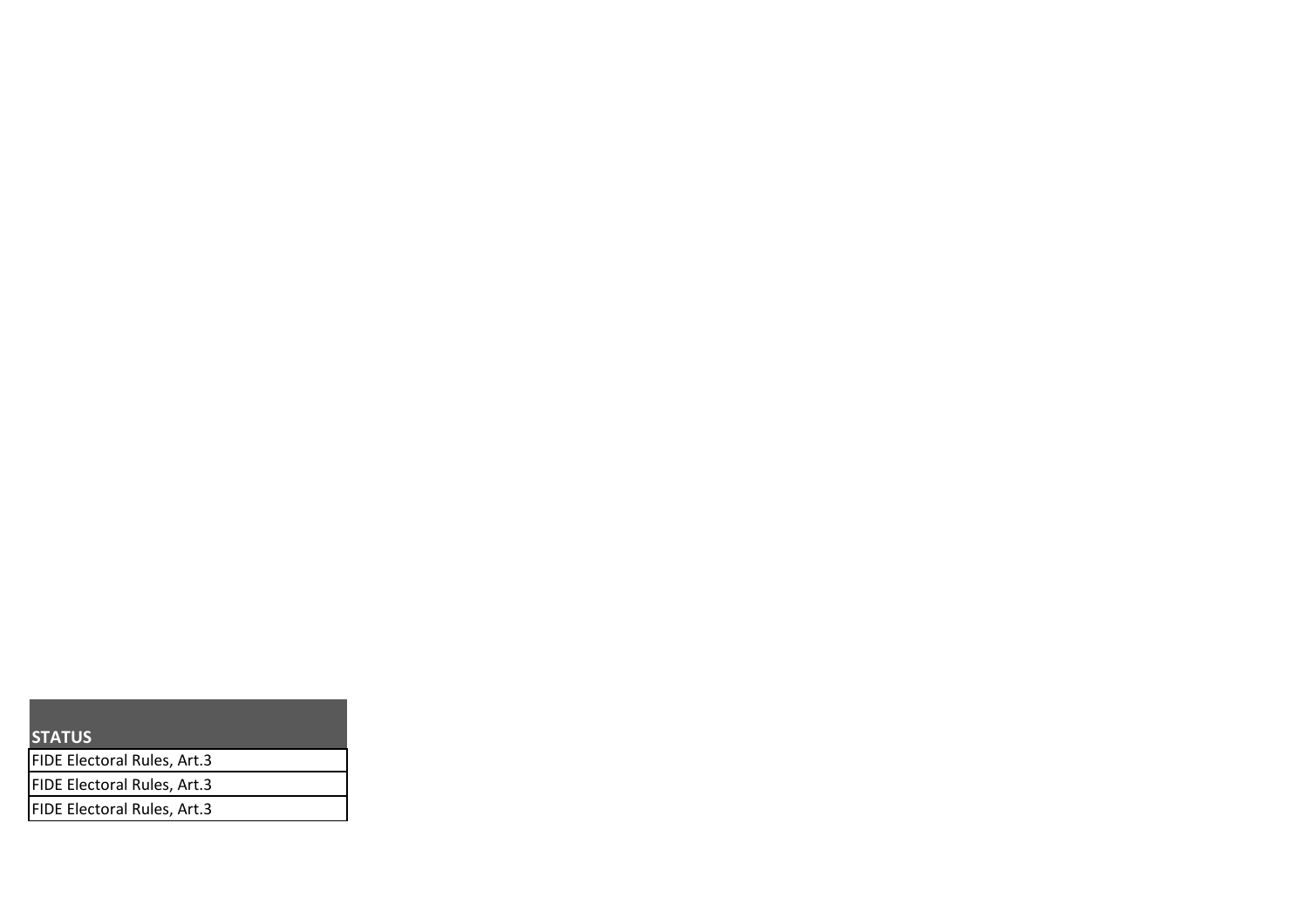| STATUS |
| --- |
| FIDE Electoral Rules, Art.3 |
| FIDE Electoral Rules, Art.3 |
| FIDE Electoral Rules, Art.3 |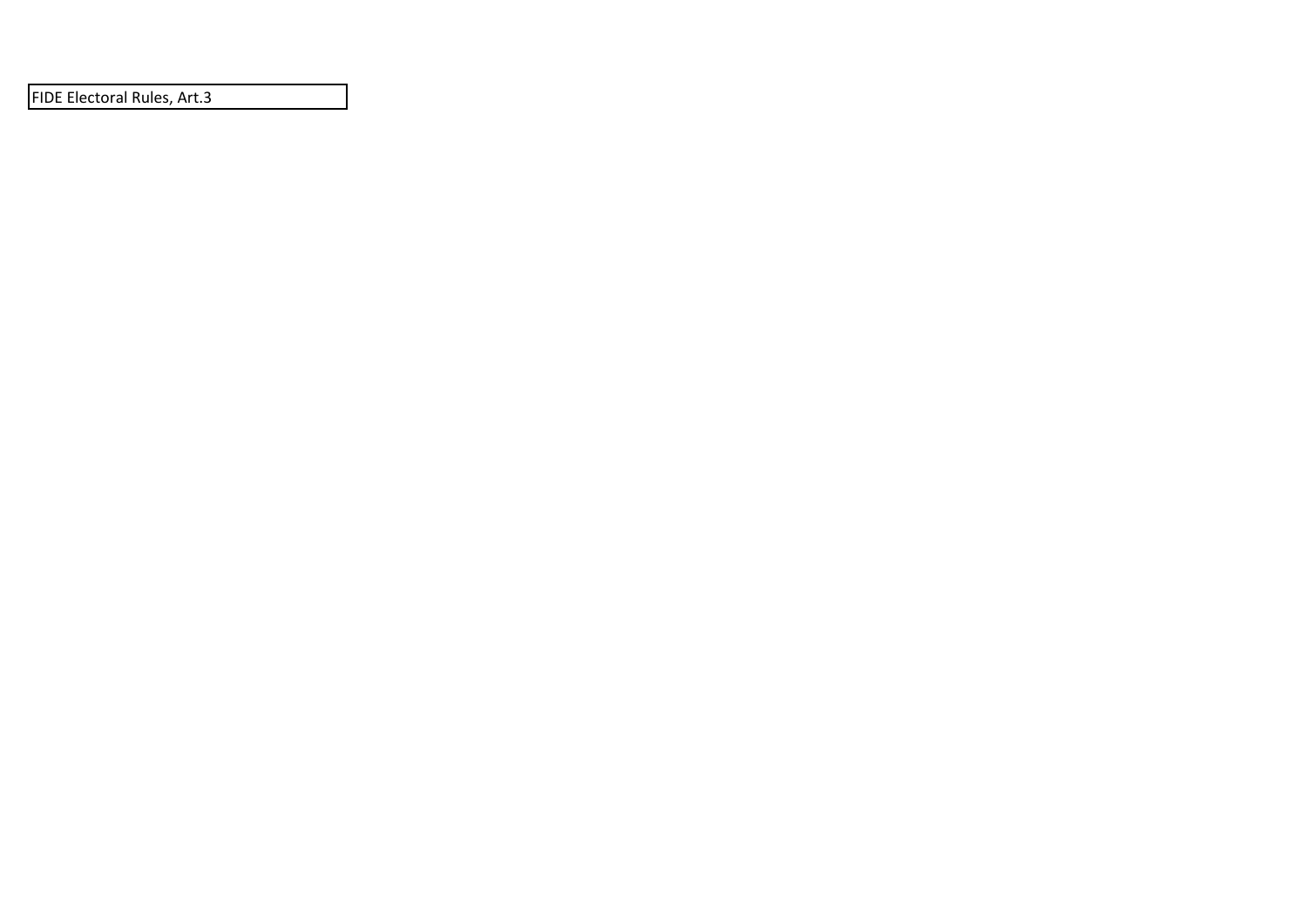| FIDE Electoral Rules, Art.3 |
| --- |